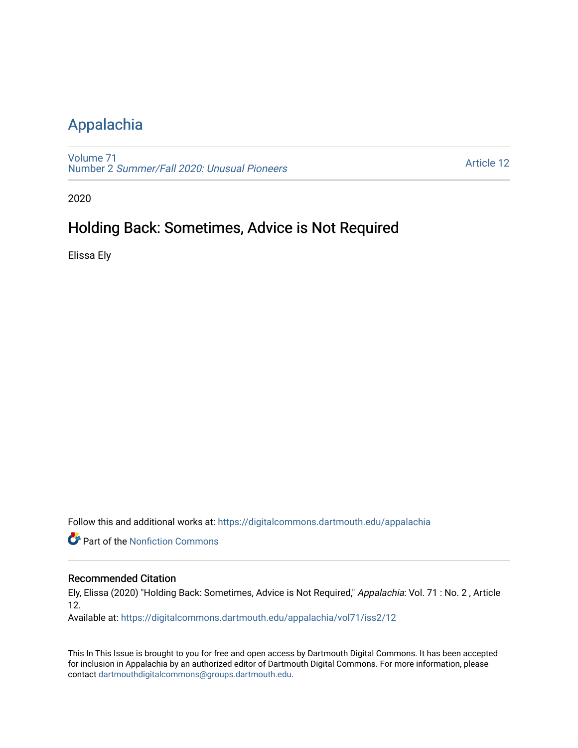# Appalachia

Volume 71
Number 2 *Summer/Fall 2020: Unusual Pioneers*

Article 12

2020

## Holding Back: Sometimes, Advice is Not Required

Elissa Ely

Follow this and additional works at: https://digitalcommons.dartmouth.edu/appalachia

Part of the Nonfiction Commons

### Recommended Citation

Ely, Elissa (2020) "Holding Back: Sometimes, Advice is Not Required," *Appalachia*: Vol. 71 : No. 2 , Article 12.

Available at: https://digitalcommons.dartmouth.edu/appalachia/vol71/iss2/12

This In This Issue is brought to you for free and open access by Dartmouth Digital Commons. It has been accepted for inclusion in Appalachia by an authorized editor of Dartmouth Digital Commons. For more information, please contact dartmouthdigitalcommons@groups.dartmouth.edu.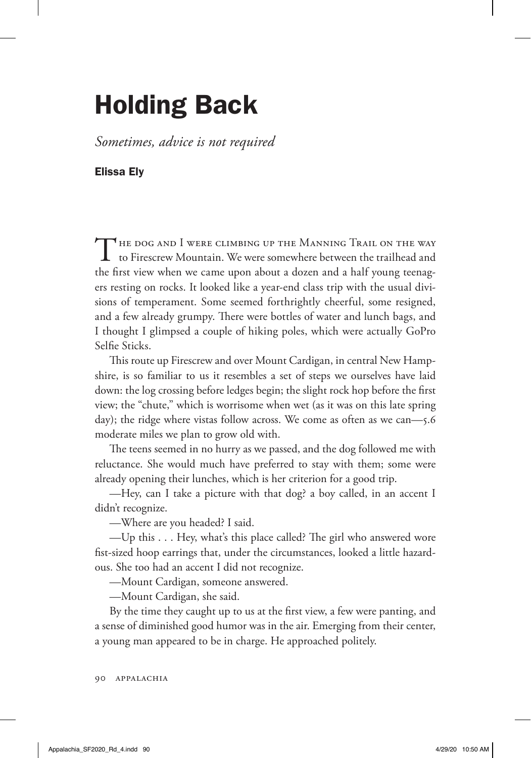# Holding Back

*Sometimes, advice is not required*

**Elissa Ely**

The dog and I were climbing up the Manning Trail on the way to Firescrew Mountain. We were somewhere between the trailhead and the first view when we came upon about a dozen and a half young teenagers resting on rocks. It looked like a year-end class trip with the usual divisions of temperament. Some seemed forthrightly cheerful, some resigned, and a few already grumpy. There were bottles of water and lunch bags, and I thought I glimpsed a couple of hiking poles, which were actually GoPro Selfie Sticks.

This route up Firescrew and over Mount Cardigan, in central New Hampshire, is so familiar to us it resembles a set of steps we ourselves have laid down: the log crossing before ledges begin; the slight rock hop before the first view; the "chute," which is worrisome when wet (as it was on this late spring day); the ridge where vistas follow across. We come as often as we can—5.6 moderate miles we plan to grow old with.

The teens seemed in no hurry as we passed, and the dog followed me with reluctance. She would much have preferred to stay with them; some were already opening their lunches, which is her criterion for a good trip.

—Hey, can I take a picture with that dog? a boy called, in an accent I didn't recognize.

—Where are you headed? I said.

—Up this . . . Hey, what's this place called? The girl who answered wore fist-sized hoop earrings that, under the circumstances, looked a little hazardous. She too had an accent I did not recognize.

—Mount Cardigan, someone answered.

—Mount Cardigan, she said.

By the time they caught up to us at the first view, a few were panting, and a sense of diminished good humor was in the air. Emerging from their center, a young man appeared to be in charge. He approached politely.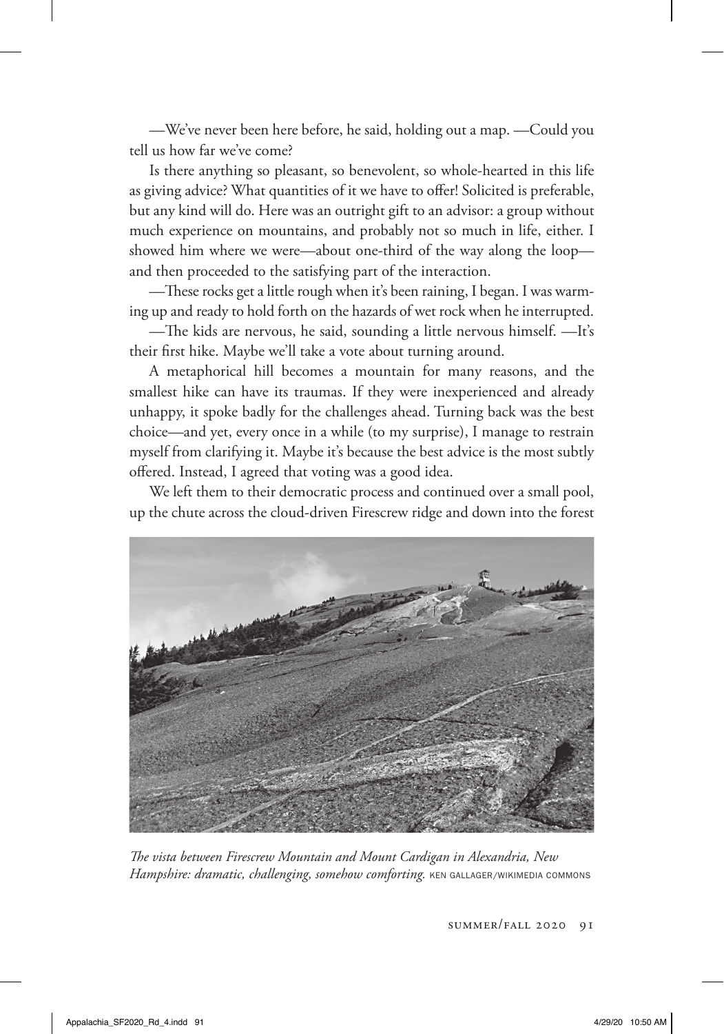—We've never been here before, he said, holding out a map. —Could you tell us how far we've come?

Is there anything so pleasant, so benevolent, so whole-hearted in this life as giving advice? What quantities of it we have to offer! Solicited is preferable, but any kind will do. Here was an outright gift to an advisor: a group without much experience on mountains, and probably not so much in life, either. I showed him where we were—about one-third of the way along the loop—and then proceeded to the satisfying part of the interaction.

—These rocks get a little rough when it's been raining, I began. I was warming up and ready to hold forth on the hazards of wet rock when he interrupted.

—The kids are nervous, he said, sounding a little nervous himself. —It's their first hike. Maybe we'll take a vote about turning around.

A metaphorical hill becomes a mountain for many reasons, and the smallest hike can have its traumas. If they were inexperienced and already unhappy, it spoke badly for the challenges ahead. Turning back was the best choice—and yet, every once in a while (to my surprise), I manage to restrain myself from clarifying it. Maybe it's because the best advice is the most subtly offered. Instead, I agreed that voting was a good idea.

We left them to their democratic process and continued over a small pool, up the chute across the cloud-driven Firescrew ridge and down into the forest

*The vista between Firescrew Mountain and Mount Cardigan in Alexandria, New Hampshire: dramatic, challenging, somehow comforting.* KEN GALLAGER/WIKIMEDIA COMMONS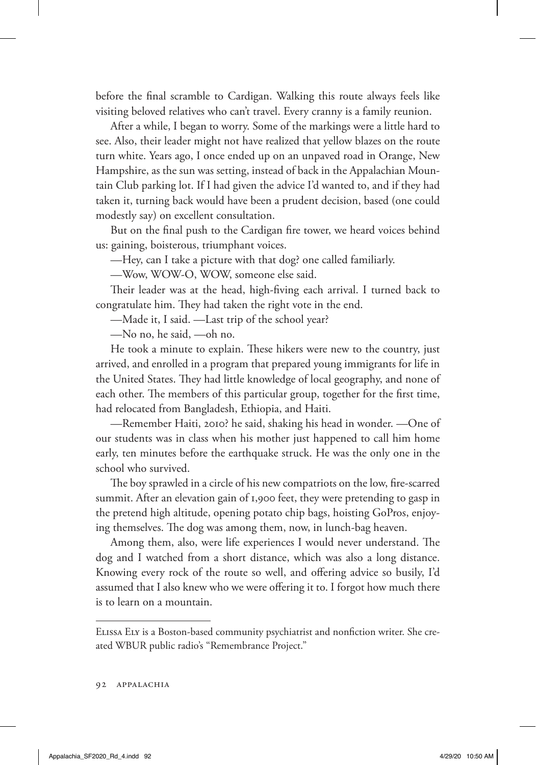before the final scramble to Cardigan. Walking this route always feels like visiting beloved relatives who can't travel. Every cranny is a family reunion.

After a while, I began to worry. Some of the markings were a little hard to see. Also, their leader might not have realized that yellow blazes on the route turn white. Years ago, I once ended up on an unpaved road in Orange, New Hampshire, as the sun was setting, instead of back in the Appalachian Mountain Club parking lot. If I had given the advice I'd wanted to, and if they had taken it, turning back would have been a prudent decision, based (one could modestly say) on excellent consultation.

But on the final push to the Cardigan fire tower, we heard voices behind us: gaining, boisterous, triumphant voices.

—Hey, can I take a picture with that dog? one called familiarly.

—Wow, WOW-O, WOW, someone else said.

Their leader was at the head, high-fiving each arrival. I turned back to congratulate him. They had taken the right vote in the end.

—Made it, I said. —Last trip of the school year?

—No no, he said, —oh no.

He took a minute to explain. These hikers were new to the country, just arrived, and enrolled in a program that prepared young immigrants for life in the United States. They had little knowledge of local geography, and none of each other. The members of this particular group, together for the first time, had relocated from Bangladesh, Ethiopia, and Haiti.

—Remember Haiti, 2010? he said, shaking his head in wonder. —One of our students was in class when his mother just happened to call him home early, ten minutes before the earthquake struck. He was the only one in the school who survived.

The boy sprawled in a circle of his new compatriots on the low, fire-scarred summit. After an elevation gain of 1,900 feet, they were pretending to gasp in the pretend high altitude, opening potato chip bags, hoisting GoPros, enjoying themselves. The dog was among them, now, in lunch-bag heaven.

Among them, also, were life experiences I would never understand. The dog and I watched from a short distance, which was also a long distance. Knowing every rock of the route so well, and offering advice so busily, I'd assumed that I also knew who we were offering it to. I forgot how much there is to learn on a mountain.

---

Elissa Ely is a Boston-based community psychiatrist and nonfiction writer. She created WBUR public radio's "Remembrance Project."